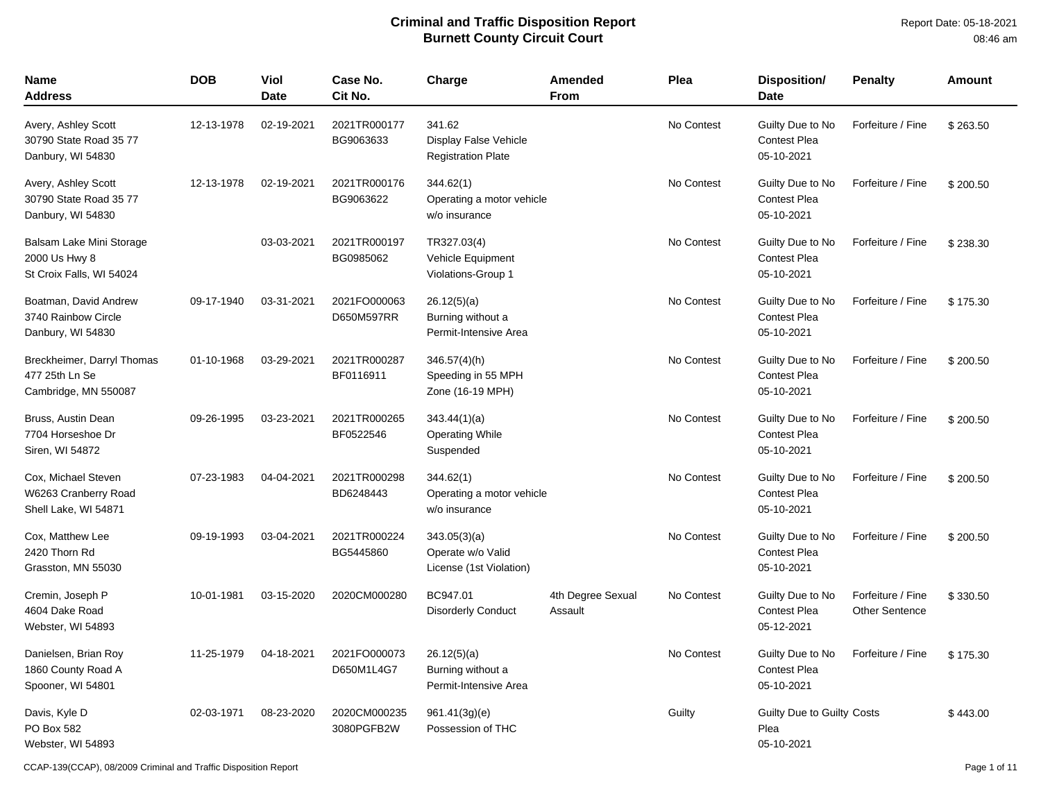# Criminal and Traffic Disposition Report
## Burnett County Circuit Court

Report Date: 05-18-2021
08:46 am

| Name Address | DOB | Viol Date | Case No. Cit No. | Charge | Amended From | Plea | Disposition/ Date | Penalty | Amount |
|---|---|---|---|---|---|---|---|---|---|
| Avery, Ashley Scott 30790 State Road 35 77 Danbury, WI 54830 | 12-13-1978 | 02-19-2021 | 2021TR000177 BG9063633 | 341.62 Display False Vehicle Registration Plate | | No Contest | Guilty Due to No Contest Plea 05-10-2021 | Forfeiture / Fine | $ 263.50 |
| Avery, Ashley Scott 30790 State Road 35 77 Danbury, WI 54830 | 12-13-1978 | 02-19-2021 | 2021TR000176 BG9063622 | 344.62(1) Operating a motor vehicle w/o insurance | | No Contest | Guilty Due to No Contest Plea 05-10-2021 | Forfeiture / Fine | $ 200.50 |
| Balsam Lake Mini Storage 2000 Us Hwy 8 St Croix Falls, WI 54024 | | 03-03-2021 | 2021TR000197 BG0985062 | TR327.03(4) Vehicle Equipment Violations-Group 1 | | No Contest | Guilty Due to No Contest Plea 05-10-2021 | Forfeiture / Fine | $ 238.30 |
| Boatman, David Andrew 3740 Rainbow Circle Danbury, WI 54830 | 09-17-1940 | 03-31-2021 | 2021FO000063 D650M597RR | 26.12(5)(a) Burning without a Permit-Intensive Area | | No Contest | Guilty Due to No Contest Plea 05-10-2021 | Forfeiture / Fine | $ 175.30 |
| Breckheimer, Darryl Thomas 477 25th Ln Se Cambridge, MN 550087 | 01-10-1968 | 03-29-2021 | 2021TR000287 BF0116911 | 346.57(4)(h) Speeding in 55 MPH Zone (16-19 MPH) | | No Contest | Guilty Due to No Contest Plea 05-10-2021 | Forfeiture / Fine | $ 200.50 |
| Bruss, Austin Dean 7704 Horseshoe Dr Siren, WI 54872 | 09-26-1995 | 03-23-2021 | 2021TR000265 BF0522546 | 343.44(1)(a) Operating While Suspended | | No Contest | Guilty Due to No Contest Plea 05-10-2021 | Forfeiture / Fine | $ 200.50 |
| Cox, Michael Steven W6263 Cranberry Road Shell Lake, WI 54871 | 07-23-1983 | 04-04-2021 | 2021TR000298 BD6248443 | 344.62(1) Operating a motor vehicle w/o insurance | | No Contest | Guilty Due to No Contest Plea 05-10-2021 | Forfeiture / Fine | $ 200.50 |
| Cox, Matthew Lee 2420 Thorn Rd Grasston, MN 55030 | 09-19-1993 | 03-04-2021 | 2021TR000224 BG5445860 | 343.05(3)(a) Operate w/o Valid License (1st Violation) | | No Contest | Guilty Due to No Contest Plea 05-10-2021 | Forfeiture / Fine | $ 200.50 |
| Cremin, Joseph P 4604 Dake Road Webster, WI 54893 | 10-01-1981 | 03-15-2020 | 2020CM000280 | BC947.01 Disorderly Conduct | 4th Degree Sexual Assault | No Contest | Guilty Due to No Contest Plea 05-12-2021 | Forfeiture / Fine Other Sentence | $ 330.50 |
| Danielsen, Brian Roy 1860 County Road A Spooner, WI 54801 | 11-25-1979 | 04-18-2021 | 2021FO000073 D650M1L4G7 | 26.12(5)(a) Burning without a Permit-Intensive Area | | No Contest | Guilty Due to No Contest Plea 05-10-2021 | Forfeiture / Fine | $ 175.30 |
| Davis, Kyle D PO Box 582 Webster, WI 54893 | 02-03-1971 | 08-23-2020 | 2020CM000235 3080PGFB2W | 961.41(3g)(e) Possession of THC | | Guilty | Guilty Due to Guilty Plea 05-10-2021 | Costs | $ 443.00 |

CCAP-139(CCAP), 08/2009 Criminal and Traffic Disposition Report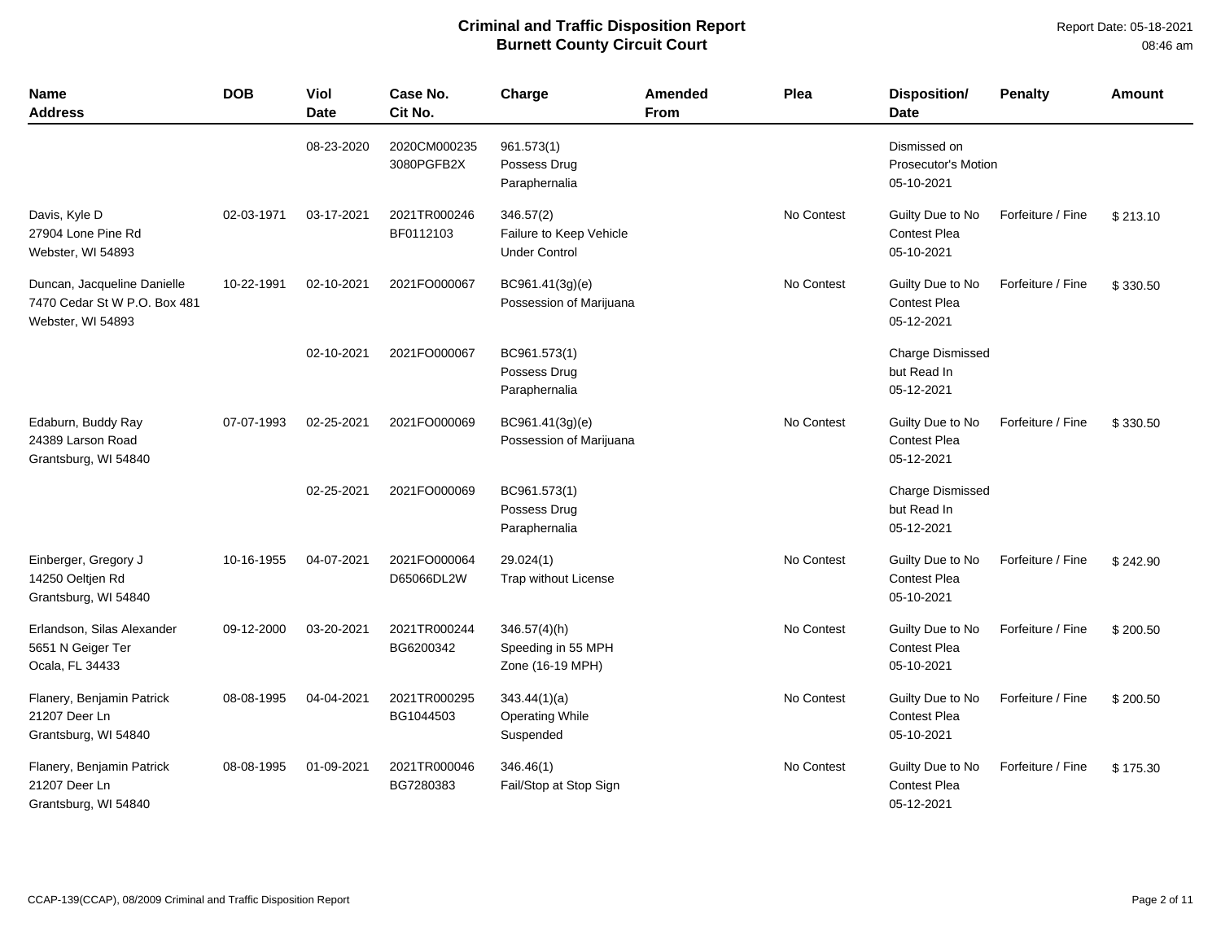# Criminal and Traffic Disposition Report
## Burnett County Circuit Court

Report Date: 05-18-2021
08:46 am

| Name<br>Address | DOB | Viol Date | Case No.<br>Cit No. | Charge | Amended From | Plea | Disposition/<br>Date | Penalty | Amount |
|---|---|---|---|---|---|---|---|---|---|
| | | 08-23-2020 | 2020CM000235<br>3080PGFB2X | 961.573(1)<br>Possess Drug Paraphernalia | | | Dismissed on Prosecutor's Motion<br>05-10-2021 | | |
| Davis, Kyle D<br>27904 Lone Pine Rd<br>Webster, WI 54893 | 02-03-1971 | 03-17-2021 | 2021TR000246<br>BF0112103 | 346.57(2)<br>Failure to Keep Vehicle Under Control | | No Contest | Guilty Due to No Contest Plea<br>05-10-2021 | Forfeiture / Fine | $ 213.10 |
| Duncan, Jacqueline Danielle<br>7470 Cedar St W P.O. Box 481<br>Webster, WI 54893 | 10-22-1991 | 02-10-2021 | 2021FO000067 | BC961.41(3g)(e)<br>Possession of Marijuana | | No Contest | Guilty Due to No Contest Plea<br>05-12-2021 | Forfeiture / Fine | $ 330.50 |
| | | 02-10-2021 | 2021FO000067 | BC961.573(1)<br>Possess Drug Paraphernalia | | | Charge Dismissed but Read In<br>05-12-2021 | | |
| Edaburn, Buddy Ray<br>24389 Larson Road<br>Grantsburg, WI 54840 | 07-07-1993 | 02-25-2021 | 2021FO000069 | BC961.41(3g)(e)<br>Possession of Marijuana | | No Contest | Guilty Due to No Contest Plea<br>05-12-2021 | Forfeiture / Fine | $ 330.50 |
| | | 02-25-2021 | 2021FO000069 | BC961.573(1)<br>Possess Drug Paraphernalia | | | Charge Dismissed but Read In<br>05-12-2021 | | |
| Einberger, Gregory J<br>14250 Oeltjen Rd<br>Grantsburg, WI 54840 | 10-16-1955 | 04-07-2021 | 2021FO000064<br>D65066DL2W | 29.024(1)<br>Trap without License | | No Contest | Guilty Due to No Contest Plea<br>05-10-2021 | Forfeiture / Fine | $ 242.90 |
| Erlandson, Silas Alexander<br>5651 N Geiger Ter<br>Ocala, FL 34433 | 09-12-2000 | 03-20-2021 | 2021TR000244<br>BG6200342 | 346.57(4)(h)<br>Speeding in 55 MPH Zone (16-19 MPH) | | No Contest | Guilty Due to No Contest Plea<br>05-10-2021 | Forfeiture / Fine | $ 200.50 |
| Flanery, Benjamin Patrick<br>21207 Deer Ln<br>Grantsburg, WI 54840 | 08-08-1995 | 04-04-2021 | 2021TR000295<br>BG1044503 | 343.44(1)(a)<br>Operating While Suspended | | No Contest | Guilty Due to No Contest Plea<br>05-10-2021 | Forfeiture / Fine | $ 200.50 |
| Flanery, Benjamin Patrick<br>21207 Deer Ln<br>Grantsburg, WI 54840 | 08-08-1995 | 01-09-2021 | 2021TR000046<br>BG7280383 | 346.46(1)<br>Fail/Stop at Stop Sign | | No Contest | Guilty Due to No Contest Plea<br>05-12-2021 | Forfeiture / Fine | $ 175.30 |

CCAP-139(CCAP), 08/2009 Criminal and Traffic Disposition Report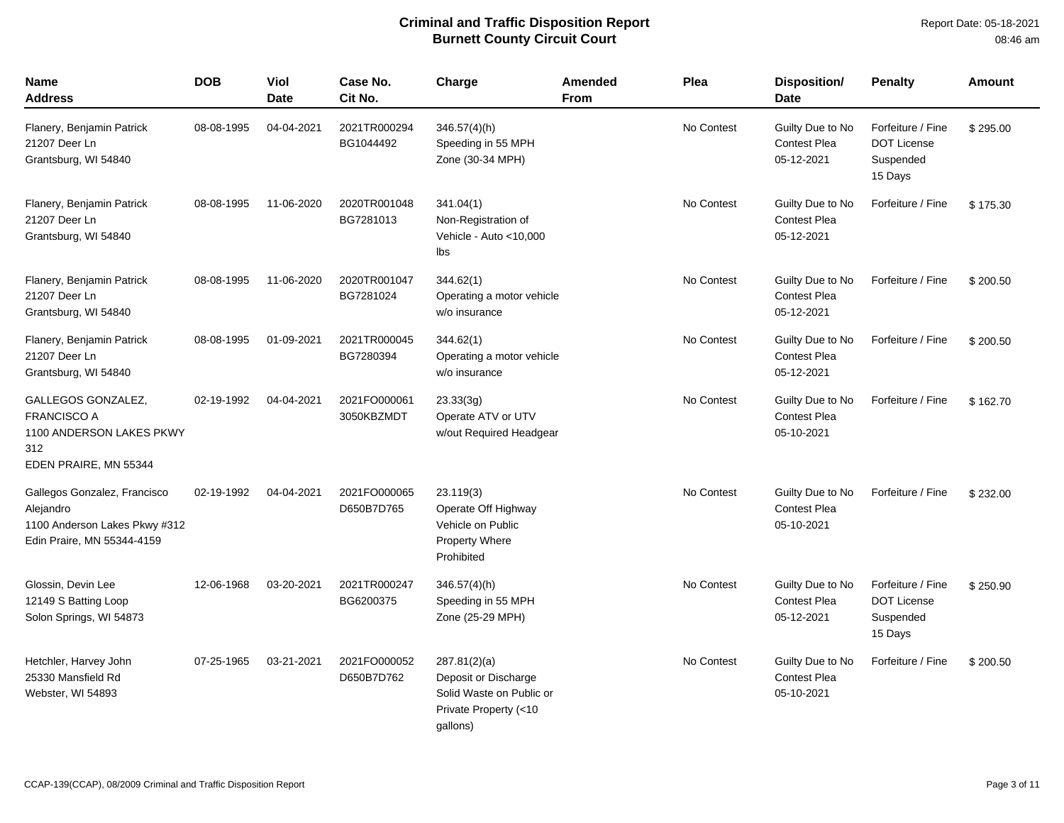# Criminal and Traffic Disposition Report
## Burnett County Circuit Court

Report Date: 05-18-2021
08:46 am

| Name<br>Address | DOB | Viol<br>Date | Case No.<br>Cit No. | Charge | Amended<br>From | Plea | Disposition/<br>Date | Penalty | Amount |
|---|---|---|---|---|---|---|---|---|---|
| Flanery, Benjamin Patrick<br>21207 Deer Ln<br>Grantsburg, WI 54840 | 08-08-1995 | 04-04-2021 | 2021TR000294<br>BG1044492 | 346.57(4)(h)<br>Speeding in 55 MPH Zone (30-34 MPH) | | No Contest | Guilty Due to No Contest Plea<br>05-12-2021 | Forfeiture / Fine<br>DOT License Suspended<br>15 Days | $ 295.00 |
| Flanery, Benjamin Patrick<br>21207 Deer Ln<br>Grantsburg, WI 54840 | 08-08-1995 | 11-06-2020 | 2020TR001048<br>BG7281013 | 341.04(1)<br>Non-Registration of Vehicle - Auto <10,000 lbs | | No Contest | Guilty Due to No Contest Plea<br>05-12-2021 | Forfeiture / Fine | $ 175.30 |
| Flanery, Benjamin Patrick<br>21207 Deer Ln<br>Grantsburg, WI 54840 | 08-08-1995 | 11-06-2020 | 2020TR001047<br>BG7281024 | 344.62(1)<br>Operating a motor vehicle w/o insurance | | No Contest | Guilty Due to No Contest Plea<br>05-12-2021 | Forfeiture / Fine | $ 200.50 |
| Flanery, Benjamin Patrick<br>21207 Deer Ln<br>Grantsburg, WI 54840 | 08-08-1995 | 01-09-2021 | 2021TR000045<br>BG7280394 | 344.62(1)<br>Operating a motor vehicle w/o insurance | | No Contest | Guilty Due to No Contest Plea<br>05-12-2021 | Forfeiture / Fine | $ 200.50 |
| GALLEGOS GONZALEZ, FRANCISCO A<br>1100 ANDERSON LAKES PKWY 312<br>EDEN PRAIRE, MN 55344 | 02-19-1992 | 04-04-2021 | 2021FO000061<br>3050KBZMDT | 23.33(3g)<br>Operate ATV or UTV w/out Required Headgear | | No Contest | Guilty Due to No Contest Plea<br>05-10-2021 | Forfeiture / Fine | $ 162.70 |
| Gallegos Gonzalez, Francisco Alejandro<br>1100 Anderson Lakes Pkwy #312<br>Edin Praire, MN 55344-4159 | 02-19-1992 | 04-04-2021 | 2021FO000065<br>D650B7D765 | 23.119(3)<br>Operate Off Highway Vehicle on Public Property Where Prohibited | | No Contest | Guilty Due to No Contest Plea<br>05-10-2021 | Forfeiture / Fine | $ 232.00 |
| Glossin, Devin Lee<br>12149 S Batting Loop<br>Solon Springs, WI 54873 | 12-06-1968 | 03-20-2021 | 2021TR000247<br>BG6200375 | 346.57(4)(h)<br>Speeding in 55 MPH Zone (25-29 MPH) | | No Contest | Guilty Due to No Contest Plea<br>05-12-2021 | Forfeiture / Fine<br>DOT License Suspended<br>15 Days | $ 250.90 |
| Hetchler, Harvey John<br>25330 Mansfield Rd<br>Webster, WI 54893 | 07-25-1965 | 03-21-2021 | 2021FO000052<br>D650B7D762 | 287.81(2)(a)<br>Deposit or Discharge Solid Waste on Public or Private Property (<10 gallons) | | No Contest | Guilty Due to No Contest Plea<br>05-10-2021 | Forfeiture / Fine | $ 200.50 |

CCAP-139(CCAP), 08/2009 Criminal and Traffic Disposition Report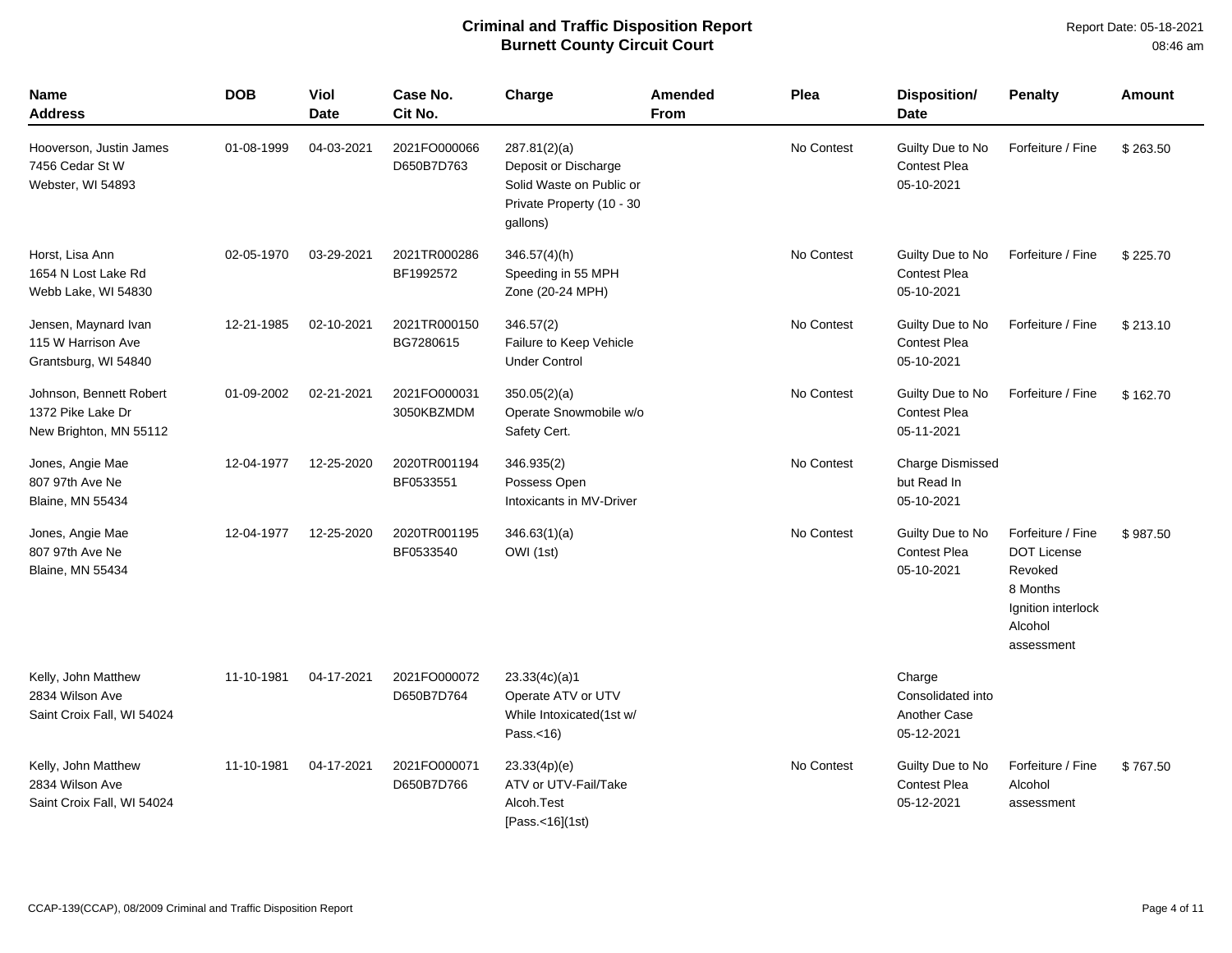# Criminal and Traffic Disposition Report
## Burnett County Circuit Court

Report Date: 05-18-2021
08:46 am

| Name<br>Address | DOB | Viol<br>Date | Case No.<br>Cit No. | Charge | Amended<br>From | Plea | Disposition/<br>Date | Penalty | Amount |
|---|---|---|---|---|---|---|---|---|---|
| Hooverson, Justin James<br>7456 Cedar St W<br>Webster, WI 54893 | 01-08-1999 | 04-03-2021 | 2021FO000066<br>D650B7D763 | 287.81(2)(a)<br>Deposit or Discharge Solid Waste on Public or Private Property (10 - 30 gallons) | | No Contest | Guilty Due to No Contest Plea<br>05-10-2021 | Forfeiture / Fine | $ 263.50 |
| Horst, Lisa Ann<br>1654 N Lost Lake Rd<br>Webb Lake, WI 54830 | 02-05-1970 | 03-29-2021 | 2021TR000286<br>BF1992572 | 346.57(4)(h)<br>Speeding in 55 MPH Zone (20-24 MPH) | | No Contest | Guilty Due to No Contest Plea<br>05-10-2021 | Forfeiture / Fine | $ 225.70 |
| Jensen, Maynard Ivan<br>115 W Harrison Ave<br>Grantsburg, WI 54840 | 12-21-1985 | 02-10-2021 | 2021TR000150<br>BG7280615 | 346.57(2)<br>Failure to Keep Vehicle Under Control | | No Contest | Guilty Due to No Contest Plea<br>05-10-2021 | Forfeiture / Fine | $ 213.10 |
| Johnson, Bennett Robert<br>1372 Pike Lake Dr<br>New Brighton, MN 55112 | 01-09-2002 | 02-21-2021 | 2021FO000031<br>3050KBZMDM | 350.05(2)(a)<br>Operate Snowmobile w/o Safety Cert. | | No Contest | Guilty Due to No Contest Plea<br>05-11-2021 | Forfeiture / Fine | $ 162.70 |
| Jones, Angie Mae<br>807 97th Ave Ne<br>Blaine, MN 55434 | 12-04-1977 | 12-25-2020 | 2020TR001194<br>BF0533551 | 346.935(2)<br>Possess Open Intoxicants in MV-Driver | | No Contest | Charge Dismissed but Read In<br>05-10-2021 | | |
| Jones, Angie Mae<br>807 97th Ave Ne<br>Blaine, MN 55434 | 12-04-1977 | 12-25-2020 | 2020TR001195<br>BF0533540 | 346.63(1)(a)<br>OWI (1st) | | No Contest | Guilty Due to No Contest Plea<br>05-10-2021 | Forfeiture / Fine<br>DOT License Revoked<br>8 Months<br>Ignition interlock<br>Alcohol assessment | $ 987.50 |
| Kelly, John Matthew<br>2834 Wilson Ave<br>Saint Croix Fall, WI 54024 | 11-10-1981 | 04-17-2021 | 2021FO000072<br>D650B7D764 | 23.33(4c)(a)1<br>Operate ATV or UTV While Intoxicated(1st w/ Pass.<16) | | | Charge Consolidated into Another Case<br>05-12-2021 | | |
| Kelly, John Matthew<br>2834 Wilson Ave<br>Saint Croix Fall, WI 54024 | 11-10-1981 | 04-17-2021 | 2021FO000071<br>D650B7D766 | 23.33(4p)(e)<br>ATV or UTV-Fail/Take Alcoh.Test [Pass.<16](1st) | | No Contest | Guilty Due to No Contest Plea<br>05-12-2021 | Forfeiture / Fine<br>Alcohol assessment | $ 767.50 |

CCAP-139(CCAP), 08/2009 Criminal and Traffic Disposition Report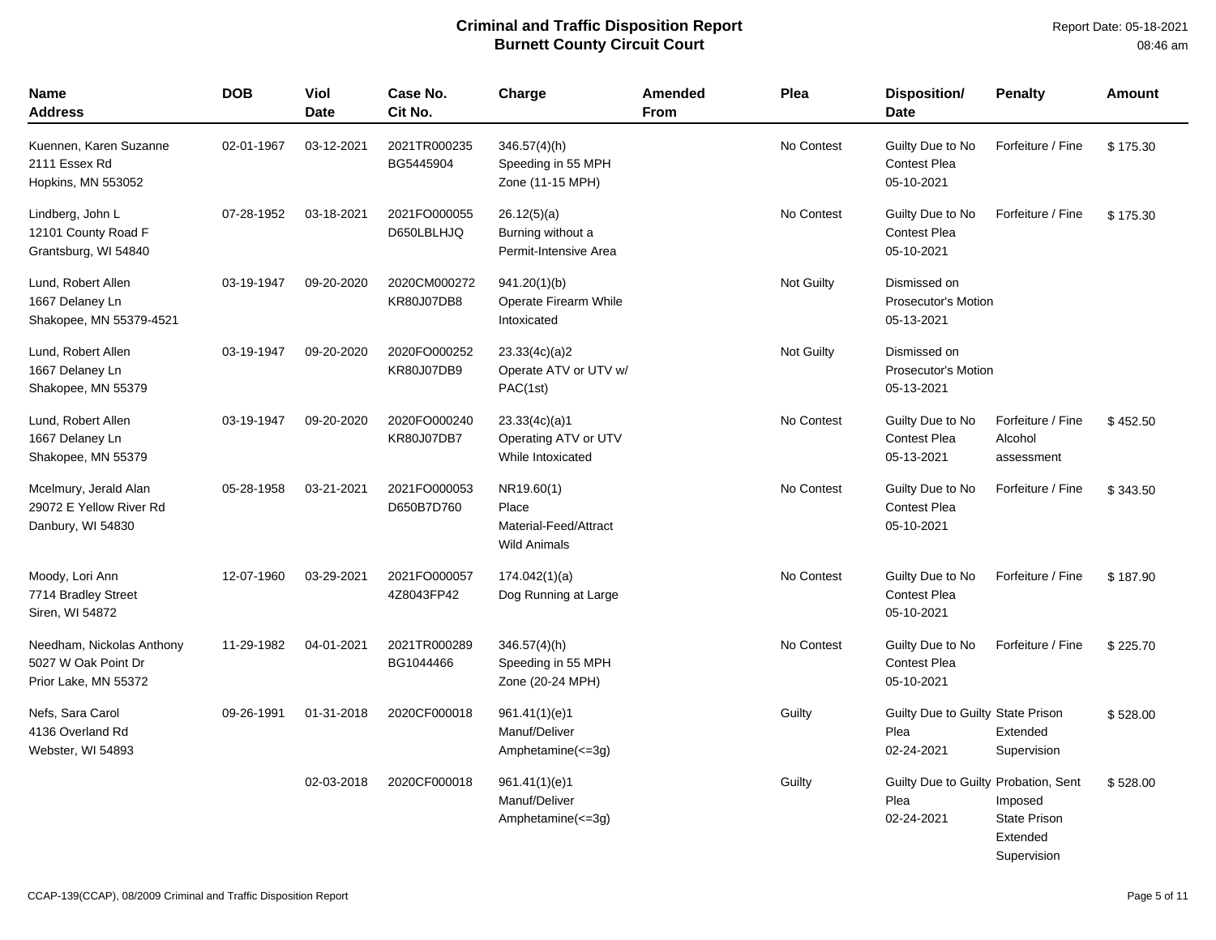# Criminal and Traffic Disposition Report
## Burnett County Circuit Court

Report Date: 05-18-2021
08:46 am

| Name<br>Address | DOB | Viol<br>Date | Case No.<br>Cit No. | Charge | Amended<br>From | Plea | Disposition/<br>Date | Penalty | Amount |
|---|---|---|---|---|---|---|---|---|---|
| Kuennen, Karen Suzanne<br>2111 Essex Rd<br>Hopkins, MN 553052 | 02-01-1967 | 03-12-2021 | 2021TR000235<br>BG5445904 | 346.57(4)(h)<br>Speeding in 55 MPH Zone (11-15 MPH) | | No Contest | Guilty Due to No Contest Plea<br>05-10-2021 | Forfeiture / Fine | $ 175.30 |
| Lindberg, John L<br>12101 County Road F<br>Grantsburg, WI 54840 | 07-28-1952 | 03-18-2021 | 2021FO000055<br>D650LBLHJQ | 26.12(5)(a)<br>Burning without a Permit-Intensive Area | | No Contest | Guilty Due to No Contest Plea<br>05-10-2021 | Forfeiture / Fine | $ 175.30 |
| Lund, Robert Allen<br>1667 Delaney Ln<br>Shakopee, MN 55379-4521 | 03-19-1947 | 09-20-2020 | 2020CM000272<br>KR80J07DB8 | 941.20(1)(b)<br>Operate Firearm While Intoxicated | | Not Guilty | Dismissed on Prosecutor's Motion<br>05-13-2021 | | |
| Lund, Robert Allen<br>1667 Delaney Ln<br>Shakopee, MN 55379 | 03-19-1947 | 09-20-2020 | 2020FO000252<br>KR80J07DB9 | 23.33(4c)(a)2<br>Operate ATV or UTV w/ PAC(1st) | | Not Guilty | Dismissed on Prosecutor's Motion<br>05-13-2021 | | |
| Lund, Robert Allen<br>1667 Delaney Ln<br>Shakopee, MN 55379 | 03-19-1947 | 09-20-2020 | 2020FO000240<br>KR80J07DB7 | 23.33(4c)(a)1<br>Operating ATV or UTV While Intoxicated | | No Contest | Guilty Due to No Contest Plea<br>05-13-2021 | Forfeiture / Fine<br>Alcohol assessment | $ 452.50 |
| Mcelmury, Jerald Alan<br>29072 E Yellow River Rd<br>Danbury, WI 54830 | 05-28-1958 | 03-21-2021 | 2021FO000053<br>D650B7D760 | NR19.60(1)<br>Place Material-Feed/Attract Wild Animals | | No Contest | Guilty Due to No Contest Plea<br>05-10-2021 | Forfeiture / Fine | $ 343.50 |
| Moody, Lori Ann<br>7714 Bradley Street<br>Siren, WI 54872 | 12-07-1960 | 03-29-2021 | 2021FO000057<br>4Z8043FP42 | 174.042(1)(a)<br>Dog Running at Large | | No Contest | Guilty Due to No Contest Plea<br>05-10-2021 | Forfeiture / Fine | $ 187.90 |
| Needham, Nickolas Anthony<br>5027 W Oak Point Dr<br>Prior Lake, MN 55372 | 11-29-1982 | 04-01-2021 | 2021TR000289<br>BG1044466 | 346.57(4)(h)<br>Speeding in 55 MPH Zone (20-24 MPH) | | No Contest | Guilty Due to No Contest Plea<br>05-10-2021 | Forfeiture / Fine | $ 225.70 |
| Nefs, Sara Carol<br>4136 Overland Rd<br>Webster, WI 54893 | 09-26-1991 | 01-31-2018 | 2020CF000018 | 961.41(1)(e)1<br>Manuf/Deliver Amphetamine(<=3g) | | Guilty | Guilty Due to Guilty Plea<br>02-24-2021 | State Prison<br>Extended Supervision | $ 528.00 |
| | | 02-03-2018 | 2020CF000018 | 961.41(1)(e)1<br>Manuf/Deliver Amphetamine(<=3g) | | Guilty | Guilty Due to Guilty Plea<br>02-24-2021 | Probation, Sent Imposed<br>State Prison<br>Extended Supervision | $ 528.00 |

CCAP-139(CCAP), 08/2009 Criminal and Traffic Disposition Report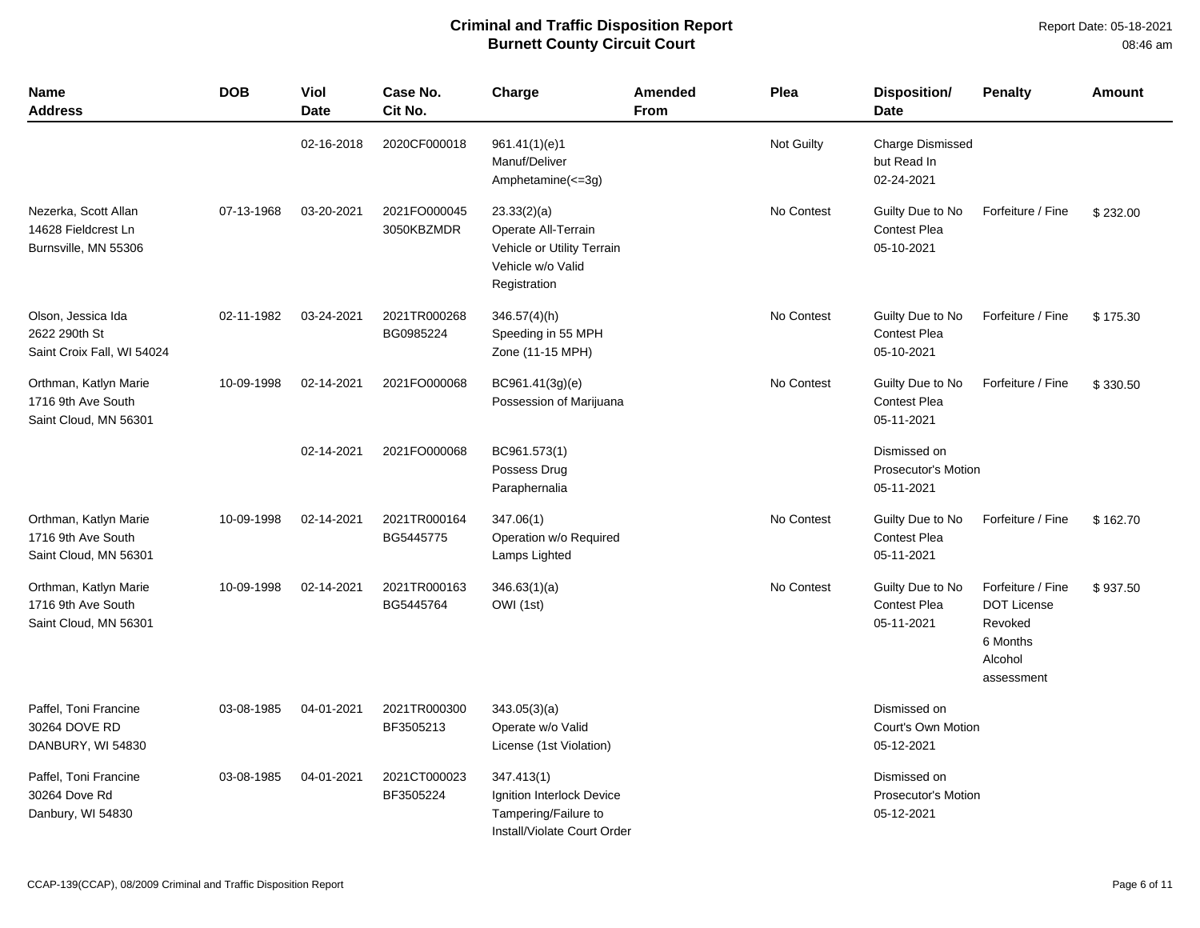# Criminal and Traffic Disposition Report
## Burnett County Circuit Court

Report Date: 05-18-2021
08:46 am

| Name<br>Address | DOB | Viol<br>Date | Case No.<br>Cit No. | Charge | Amended<br>From | Plea | Disposition/<br>Date | Penalty | Amount |
|---|---|---|---|---|---|---|---|---|---|
| | | 02-16-2018 | 2020CF000018 | 961.41(1)(e)1<br>Manuf/Deliver<br>Amphetamine(<=3g) | | Not Guilty | Charge Dismissed<br>but Read In<br>02-24-2021 | | |
| Nezerka, Scott Allan<br>14628 Fieldcrest Ln<br>Burnsville, MN 55306 | 07-13-1968 | 03-20-2021 | 2021FO000045<br>3050KBZMDR | 23.33(2)(a)<br>Operate All-Terrain<br>Vehicle or Utility Terrain<br>Vehicle w/o Valid<br>Registration | | No Contest | Guilty Due to No<br>Contest Plea<br>05-10-2021 | Forfeiture / Fine | $ 232.00 |
| Olson, Jessica Ida<br>2622 290th St<br>Saint Croix Fall, WI 54024 | 02-11-1982 | 03-24-2021 | 2021TR000268<br>BG0985224 | 346.57(4)(h)<br>Speeding in 55 MPH<br>Zone (11-15 MPH) | | No Contest | Guilty Due to No<br>Contest Plea<br>05-10-2021 | Forfeiture / Fine | $ 175.30 |
| Orthman, Katlyn Marie<br>1716 9th Ave South<br>Saint Cloud, MN 56301 | 10-09-1998 | 02-14-2021 | 2021FO000068 | BC961.41(3g)(e)<br>Possession of Marijuana | | No Contest | Guilty Due to No<br>Contest Plea<br>05-11-2021 | Forfeiture / Fine | $ 330.50 |
| | | 02-14-2021 | 2021FO000068 | BC961.573(1)<br>Possess Drug<br>Paraphernalia | | | Dismissed on<br>Prosecutor's Motion<br>05-11-2021 | | |
| Orthman, Katlyn Marie<br>1716 9th Ave South<br>Saint Cloud, MN 56301 | 10-09-1998 | 02-14-2021 | 2021TR000164<br>BG5445775 | 347.06(1)<br>Operation w/o Required<br>Lamps Lighted | | No Contest | Guilty Due to No<br>Contest Plea<br>05-11-2021 | Forfeiture / Fine | $ 162.70 |
| Orthman, Katlyn Marie<br>1716 9th Ave South<br>Saint Cloud, MN 56301 | 10-09-1998 | 02-14-2021 | 2021TR000163<br>BG5445764 | 346.63(1)(a)<br>OWI (1st) | | No Contest | Guilty Due to No<br>Contest Plea<br>05-11-2021 | Forfeiture / Fine<br>DOT License<br>Revoked<br>6 Months<br>Alcohol<br>assessment | $ 937.50 |
| Paffel, Toni Francine<br>30264 DOVE RD<br>DANBURY, WI 54830 | 03-08-1985 | 04-01-2021 | 2021TR000300<br>BF3505213 | 343.05(3)(a)<br>Operate w/o Valid<br>License (1st Violation) | | | Dismissed on<br>Court's Own Motion<br>05-12-2021 | | |
| Paffel, Toni Francine<br>30264 Dove Rd<br>Danbury, WI 54830 | 03-08-1985 | 04-01-2021 | 2021CT000023<br>BF3505224 | 347.413(1)<br>Ignition Interlock Device<br>Tampering/Failure to<br>Install/Violate Court Order | | | Dismissed on<br>Prosecutor's Motion<br>05-12-2021 | | |

CCAP-139(CCAP), 08/2009 Criminal and Traffic Disposition Report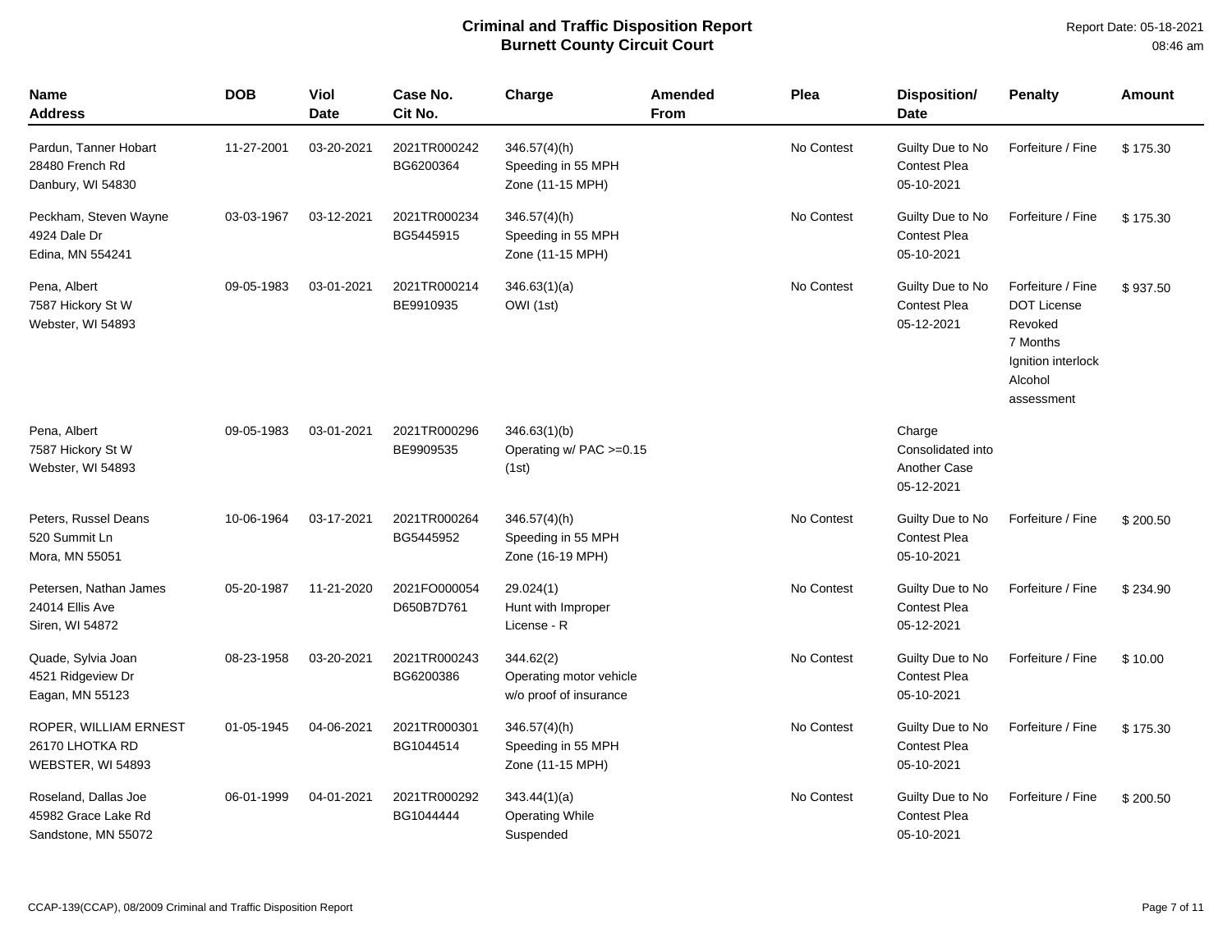# Criminal and Traffic Disposition Report
## Burnett County Circuit Court

Report Date: 05-18-2021
08:46 am

| Name<br>Address | DOB | Viol Date | Case No.<br>Cit No. | Charge | Amended From | Plea | Disposition/<br>Date | Penalty | Amount |
|---|---|---|---|---|---|---|---|---|---|
| Pardun, Tanner Hobart<br>28480 French Rd<br>Danbury, WI 54830 | 11-27-2001 | 03-20-2021 | 2021TR000242<br>BG6200364 | 346.57(4)(h)<br>Speeding in 55 MPH Zone (11-15 MPH) | | No Contest | Guilty Due to No Contest Plea<br>05-10-2021 | Forfeiture / Fine | $ 175.30 |
| Peckham, Steven Wayne<br>4924 Dale Dr<br>Edina, MN 554241 | 03-03-1967 | 03-12-2021 | 2021TR000234<br>BG5445915 | 346.57(4)(h)<br>Speeding in 55 MPH Zone (11-15 MPH) | | No Contest | Guilty Due to No Contest Plea<br>05-10-2021 | Forfeiture / Fine | $ 175.30 |
| Pena, Albert<br>7587 Hickory St W<br>Webster, WI 54893 | 09-05-1983 | 03-01-2021 | 2021TR000214<br>BE9910935 | 346.63(1)(a)<br>OWI (1st) | | No Contest | Guilty Due to No Contest Plea<br>05-12-2021 | Forfeiture / Fine<br>DOT License Revoked<br>7 Months<br>Ignition interlock<br>Alcohol assessment | $ 937.50 |
| Pena, Albert<br>7587 Hickory St W<br>Webster, WI 54893 | 09-05-1983 | 03-01-2021 | 2021TR000296<br>BE9909535 | 346.63(1)(b)<br>Operating w/ PAC >=0.15 (1st) | | | Charge Consolidated into Another Case<br>05-12-2021 | | |
| Peters, Russel Deans<br>520 Summit Ln<br>Mora, MN 55051 | 10-06-1964 | 03-17-2021 | 2021TR000264<br>BG5445952 | 346.57(4)(h)<br>Speeding in 55 MPH Zone (16-19 MPH) | | No Contest | Guilty Due to No Contest Plea<br>05-10-2021 | Forfeiture / Fine | $ 200.50 |
| Petersen, Nathan James<br>24014 Ellis Ave<br>Siren, WI 54872 | 05-20-1987 | 11-21-2020 | 2021FO000054<br>D650B7D761 | 29.024(1)<br>Hunt with Improper License - R | | No Contest | Guilty Due to No Contest Plea<br>05-12-2021 | Forfeiture / Fine | $ 234.90 |
| Quade, Sylvia Joan<br>4521 Ridgeview Dr<br>Eagan, MN 55123 | 08-23-1958 | 03-20-2021 | 2021TR000243<br>BG6200386 | 344.62(2)<br>Operating motor vehicle w/o proof of insurance | | No Contest | Guilty Due to No Contest Plea<br>05-10-2021 | Forfeiture / Fine | $ 10.00 |
| ROPER, WILLIAM ERNEST<br>26170 LHOTKA RD<br>WEBSTER, WI 54893 | 01-05-1945 | 04-06-2021 | 2021TR000301<br>BG1044514 | 346.57(4)(h)<br>Speeding in 55 MPH Zone (11-15 MPH) | | No Contest | Guilty Due to No Contest Plea<br>05-10-2021 | Forfeiture / Fine | $ 175.30 |
| Roseland, Dallas Joe<br>45982 Grace Lake Rd<br>Sandstone, MN 55072 | 06-01-1999 | 04-01-2021 | 2021TR000292<br>BG1044444 | 343.44(1)(a)<br>Operating While Suspended | | No Contest | Guilty Due to No Contest Plea<br>05-10-2021 | Forfeiture / Fine | $ 200.50 |

CCAP-139(CCAP), 08/2009 Criminal and Traffic Disposition Report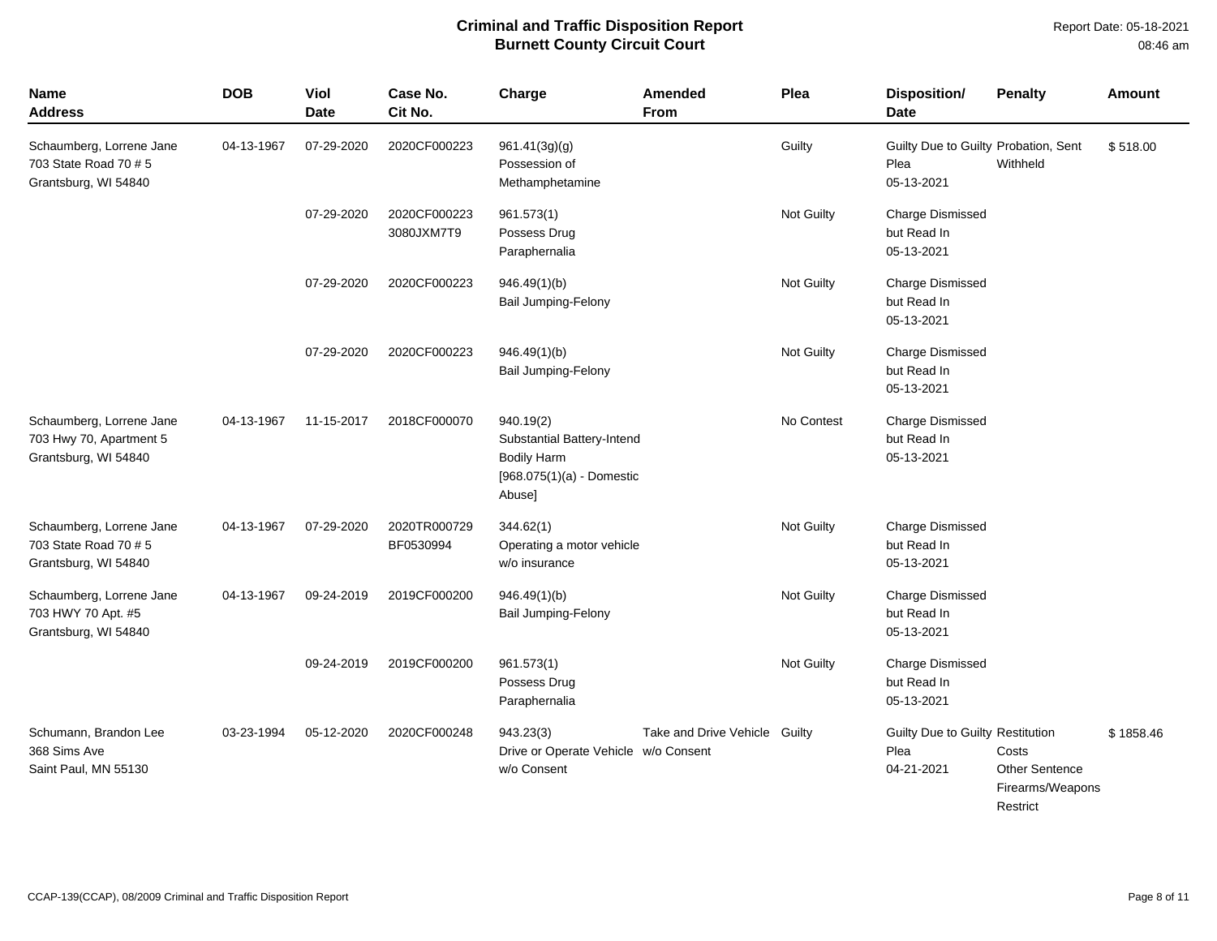# Criminal and Traffic Disposition Report
## Burnett County Circuit Court

Report Date: 05-18-2021
08:46 am

| Name Address | DOB | Viol Date | Case No. Cit No. | Charge | Amended From | Plea | Disposition/ Date | Penalty | Amount |
|---|---|---|---|---|---|---|---|---|---|
| Schaumberg, Lorrene Jane 703 State Road 70 # 5 Grantsburg, WI 54840 | 04-13-1967 | 07-29-2020 | 2020CF000223 | 961.41(3g)(g) Possession of Methamphetamine | | Guilty | Guilty Due to Guilty Plea 05-13-2021 | Probation, Sent Withheld | $ 518.00 |
| | | 07-29-2020 | 2020CF000223 3080JXM7T9 | 961.573(1) Possess Drug Paraphernalia | | Not Guilty | Charge Dismissed but Read In 05-13-2021 | | |
| | | 07-29-2020 | 2020CF000223 | 946.49(1)(b) Bail Jumping-Felony | | Not Guilty | Charge Dismissed but Read In 05-13-2021 | | |
| | | 07-29-2020 | 2020CF000223 | 946.49(1)(b) Bail Jumping-Felony | | Not Guilty | Charge Dismissed but Read In 05-13-2021 | | |
| Schaumberg, Lorrene Jane 703 Hwy 70, Apartment 5 Grantsburg, WI 54840 | 04-13-1967 | 11-15-2017 | 2018CF000070 | 940.19(2) Substantial Battery-Intend Bodily Harm [968.075(1)(a) - Domestic Abuse] | | No Contest | Charge Dismissed but Read In 05-13-2021 | | |
| Schaumberg, Lorrene Jane 703 State Road 70 # 5 Grantsburg, WI 54840 | 04-13-1967 | 07-29-2020 | 2020TR000729 BF0530994 | 344.62(1) Operating a motor vehicle w/o insurance | | Not Guilty | Charge Dismissed but Read In 05-13-2021 | | |
| Schaumberg, Lorrene Jane 703 HWY 70 Apt. #5 Grantsburg, WI 54840 | 04-13-1967 | 09-24-2019 | 2019CF000200 | 946.49(1)(b) Bail Jumping-Felony | | Not Guilty | Charge Dismissed but Read In 05-13-2021 | | |
| | | 09-24-2019 | 2019CF000200 | 961.573(1) Possess Drug Paraphernalia | | Not Guilty | Charge Dismissed but Read In 05-13-2021 | | |
| Schumann, Brandon Lee 368 Sims Ave Saint Paul, MN 55130 | 03-23-1994 | 05-12-2020 | 2020CF000248 | 943.23(3) Drive or Operate Vehicle w/o Consent | Take and Drive Vehicle w/o Consent | Guilty | Guilty Due to Guilty Plea 04-21-2021 | Restitution Costs Other Sentence Firearms/Weapons Restrict | $ 1858.46 |

CCAP-139(CCAP), 08/2009 Criminal and Traffic Disposition Report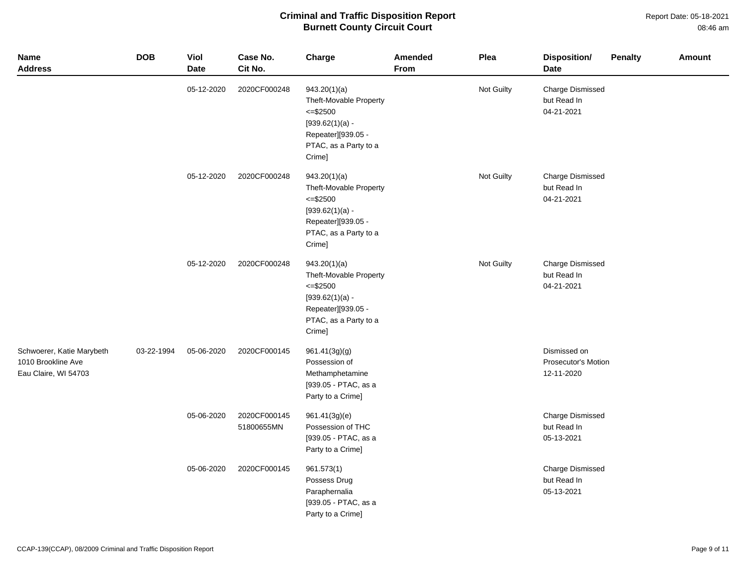# Criminal and Traffic Disposition Report
## Burnett County Circuit Court

Report Date: 05-18-2021
08:46 am

| Name<br>Address | DOB | Viol<br>Date | Case No.<br>Cit No. | Charge | Amended<br>From | Plea | Disposition/<br>Date | Penalty | Amount |
|---|---|---|---|---|---|---|---|---|---|
| | | 05-12-2020 | 2020CF000248 | 943.20(1)(a)<br>Theft-Movable Property <=$2500<br>[939.62(1)(a) - Repeater][939.05 - PTAC, as a Party to a Crime] | | Not Guilty | Charge Dismissed but Read In<br>04-21-2021 | | |
| | | 05-12-2020 | 2020CF000248 | 943.20(1)(a)<br>Theft-Movable Property <=$2500<br>[939.62(1)(a) - Repeater][939.05 - PTAC, as a Party to a Crime] | | Not Guilty | Charge Dismissed but Read In<br>04-21-2021 | | |
| | | 05-12-2020 | 2020CF000248 | 943.20(1)(a)<br>Theft-Movable Property <=$2500<br>[939.62(1)(a) - Repeater][939.05 - PTAC, as a Party to a Crime] | | Not Guilty | Charge Dismissed but Read In<br>04-21-2021 | | |
| Schwoerer, Katie Marybeth<br>1010 Brookline Ave<br>Eau Claire, WI 54703 | 03-22-1994 | 05-06-2020 | 2020CF000145 | 961.41(3g)(g)<br>Possession of Methamphetamine<br>[939.05 - PTAC, as a Party to a Crime] | | | Dismissed on Prosecutor's Motion<br>12-11-2020 | | |
| | | 05-06-2020 | 2020CF000145<br>51800655MN | 961.41(3g)(e)<br>Possession of THC<br>[939.05 - PTAC, as a Party to a Crime] | | | Charge Dismissed but Read In<br>05-13-2021 | | |
| | | 05-06-2020 | 2020CF000145 | 961.573(1)<br>Possess Drug Paraphernalia<br>[939.05 - PTAC, as a Party to a Crime] | | | Charge Dismissed but Read In<br>05-13-2021 | | |

CCAP-139(CCAP), 08/2009 Criminal and Traffic Disposition Report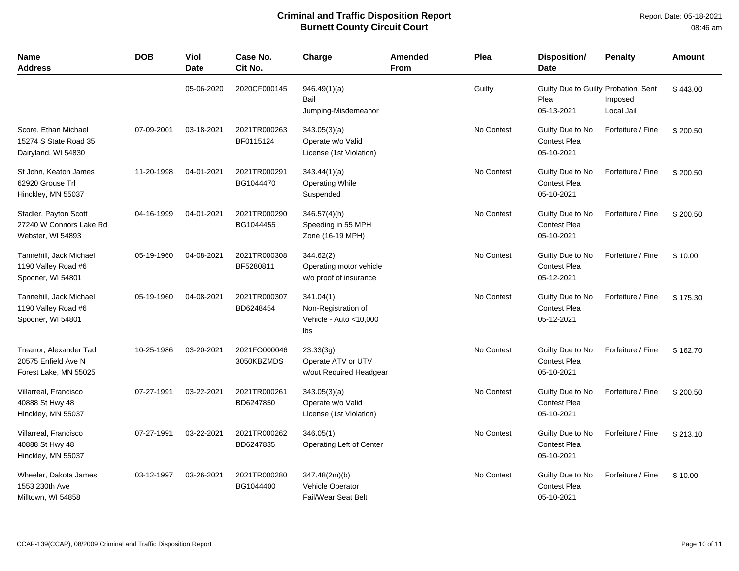# Criminal and Traffic Disposition Report
## Burnett County Circuit Court

Report Date: 05-18-2021
08:46 am

| Name Address | DOB | Viol Date | Case No. Cit No. | Charge | Amended From | Plea | Disposition/ Date | Penalty | Amount |
|---|---|---|---|---|---|---|---|---|---|
| | | 05-06-2020 | 2020CF000145 | 946.49(1)(a) Bail Jumping-Misdemeanor | | Guilty | Guilty Due to Guilty Plea 05-13-2021 | Probation, Sent Imposed Local Jail | $ 443.00 |
| Score, Ethan Michael 15274 S State Road 35 Dairyland, WI 54830 | 07-09-2001 | 03-18-2021 | 2021TR000263 BF0115124 | 343.05(3)(a) Operate w/o Valid License (1st Violation) | | No Contest | Guilty Due to No Contest Plea 05-10-2021 | Forfeiture / Fine | $ 200.50 |
| St John, Keaton James 62920 Grouse Trl Hinckley, MN 55037 | 11-20-1998 | 04-01-2021 | 2021TR000291 BG1044470 | 343.44(1)(a) Operating While Suspended | | No Contest | Guilty Due to No Contest Plea 05-10-2021 | Forfeiture / Fine | $ 200.50 |
| Stadler, Payton Scott 27240 W Connors Lake Rd Webster, WI 54893 | 04-16-1999 | 04-01-2021 | 2021TR000290 BG1044455 | 346.57(4)(h) Speeding in 55 MPH Zone (16-19 MPH) | | No Contest | Guilty Due to No Contest Plea 05-10-2021 | Forfeiture / Fine | $ 200.50 |
| Tannehill, Jack Michael 1190 Valley Road #6 Spooner, WI 54801 | 05-19-1960 | 04-08-2021 | 2021TR000308 BF5280811 | 344.62(2) Operating motor vehicle w/o proof of insurance | | No Contest | Guilty Due to No Contest Plea 05-12-2021 | Forfeiture / Fine | $ 10.00 |
| Tannehill, Jack Michael 1190 Valley Road #6 Spooner, WI 54801 | 05-19-1960 | 04-08-2021 | 2021TR000307 BD6248454 | 341.04(1) Non-Registration of Vehicle - Auto <10,000 lbs | | No Contest | Guilty Due to No Contest Plea 05-12-2021 | Forfeiture / Fine | $ 175.30 |
| Treanor, Alexander Tad 20575 Enfield Ave N Forest Lake, MN 55025 | 10-25-1986 | 03-20-2021 | 2021FO000046 3050KBZMDS | 23.33(3g) Operate ATV or UTV w/out Required Headgear | | No Contest | Guilty Due to No Contest Plea 05-10-2021 | Forfeiture / Fine | $ 162.70 |
| Villarreal, Francisco 40888 St Hwy 48 Hinckley, MN 55037 | 07-27-1991 | 03-22-2021 | 2021TR000261 BD6247850 | 343.05(3)(a) Operate w/o Valid License (1st Violation) | | No Contest | Guilty Due to No Contest Plea 05-10-2021 | Forfeiture / Fine | $ 200.50 |
| Villarreal, Francisco 40888 St Hwy 48 Hinckley, MN 55037 | 07-27-1991 | 03-22-2021 | 2021TR000262 BD6247835 | 346.05(1) Operating Left of Center | | No Contest | Guilty Due to No Contest Plea 05-10-2021 | Forfeiture / Fine | $ 213.10 |
| Wheeler, Dakota James 1553 230th Ave Milltown, WI 54858 | 03-12-1997 | 03-26-2021 | 2021TR000280 BG1044400 | 347.48(2m)(b) Vehicle Operator Fail/Wear Seat Belt | | No Contest | Guilty Due to No Contest Plea 05-10-2021 | Forfeiture / Fine | $ 10.00 |

CCAP-139(CCAP), 08/2009 Criminal and Traffic Disposition Report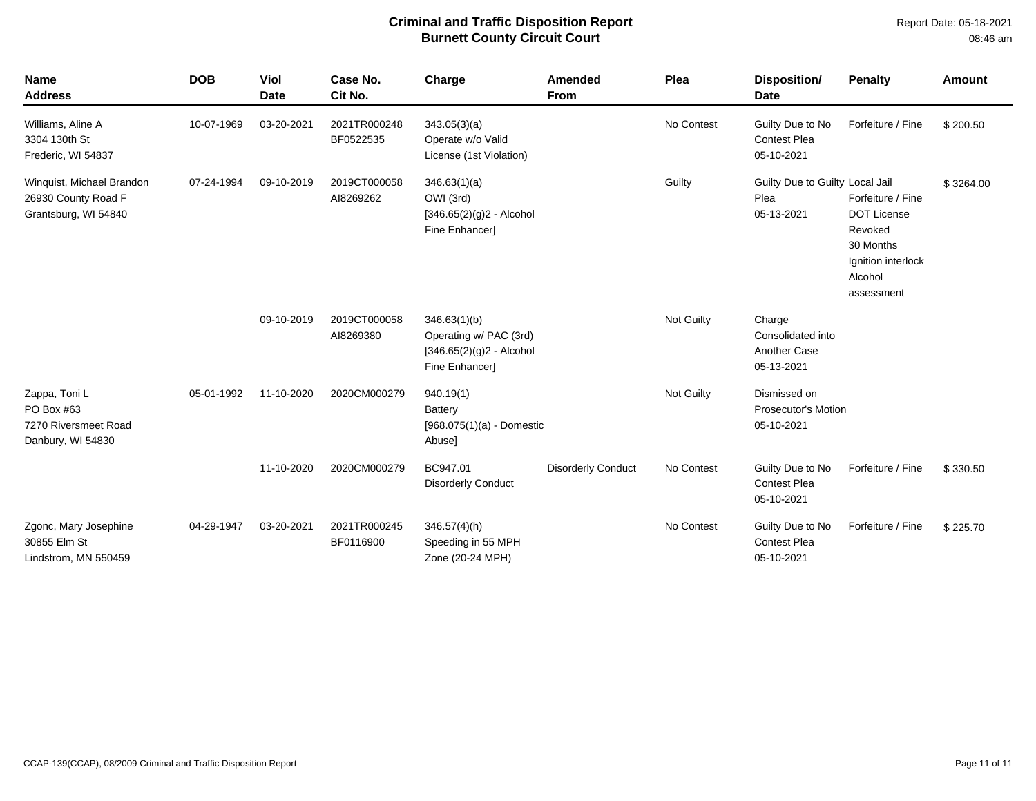# Criminal and Traffic Disposition Report
## Burnett County Circuit Court

Report Date: 05-18-2021
08:46 am

| Name<br>Address | DOB | Viol<br>Date | Case No.<br>Cit No. | Charge | Amended<br>From | Plea | Disposition/<br>Date | Penalty | Amount |
|---|---|---|---|---|---|---|---|---|---|
| Williams, Aline A<br>3304 130th St<br>Frederic, WI 54837 | 10-07-1969 | 03-20-2021 | 2021TR000248<br>BF0522535 | 343.05(3)(a)<br>Operate w/o Valid License (1st Violation) | | No Contest | Guilty Due to No Contest Plea<br>05-10-2021 | Forfeiture / Fine | $ 200.50 |
| Winquist, Michael Brandon<br>26930 County Road F<br>Grantsburg, WI 54840 | 07-24-1994 | 09-10-2019 | 2019CT000058<br>AI8269262 | 346.63(1)(a)<br>OWI (3rd)<br>[346.65(2)(g)2 - Alcohol Fine Enhancer] | | Guilty | Guilty Due to Guilty Plea<br>05-13-2021 | Local Jail<br>Forfeiture / Fine<br>DOT License Revoked<br>30 Months<br>Ignition interlock<br>Alcohol assessment | $ 3264.00 |
| | | 09-10-2019 | 2019CT000058<br>AI8269380 | 346.63(1)(b)<br>Operating w/ PAC (3rd)<br>[346.65(2)(g)2 - Alcohol Fine Enhancer] | | Not Guilty | Charge Consolidated into Another Case<br>05-13-2021 | | |
| Zappa, Toni L<br>PO Box #63<br>7270 Riversmeet Road<br>Danbury, WI 54830 | 05-01-1992 | 11-10-2020 | 2020CM000279 | 940.19(1)<br>Battery<br>[968.075(1)(a) - Domestic Abuse] | | Not Guilty | Dismissed on Prosecutor's Motion<br>05-10-2021 | | |
| | | 11-10-2020 | 2020CM000279 | BC947.01<br>Disorderly Conduct | Disorderly Conduct | No Contest | Guilty Due to No Contest Plea<br>05-10-2021 | Forfeiture / Fine | $ 330.50 |
| Zgonc, Mary Josephine<br>30855 Elm St<br>Lindstrom, MN 550459 | 04-29-1947 | 03-20-2021 | 2021TR000245<br>BF0116900 | 346.57(4)(h)<br>Speeding in 55 MPH Zone (20-24 MPH) | | No Contest | Guilty Due to No Contest Plea<br>05-10-2021 | Forfeiture / Fine | $ 225.70 |

CCAP-139(CCAP), 08/2009 Criminal and Traffic Disposition Report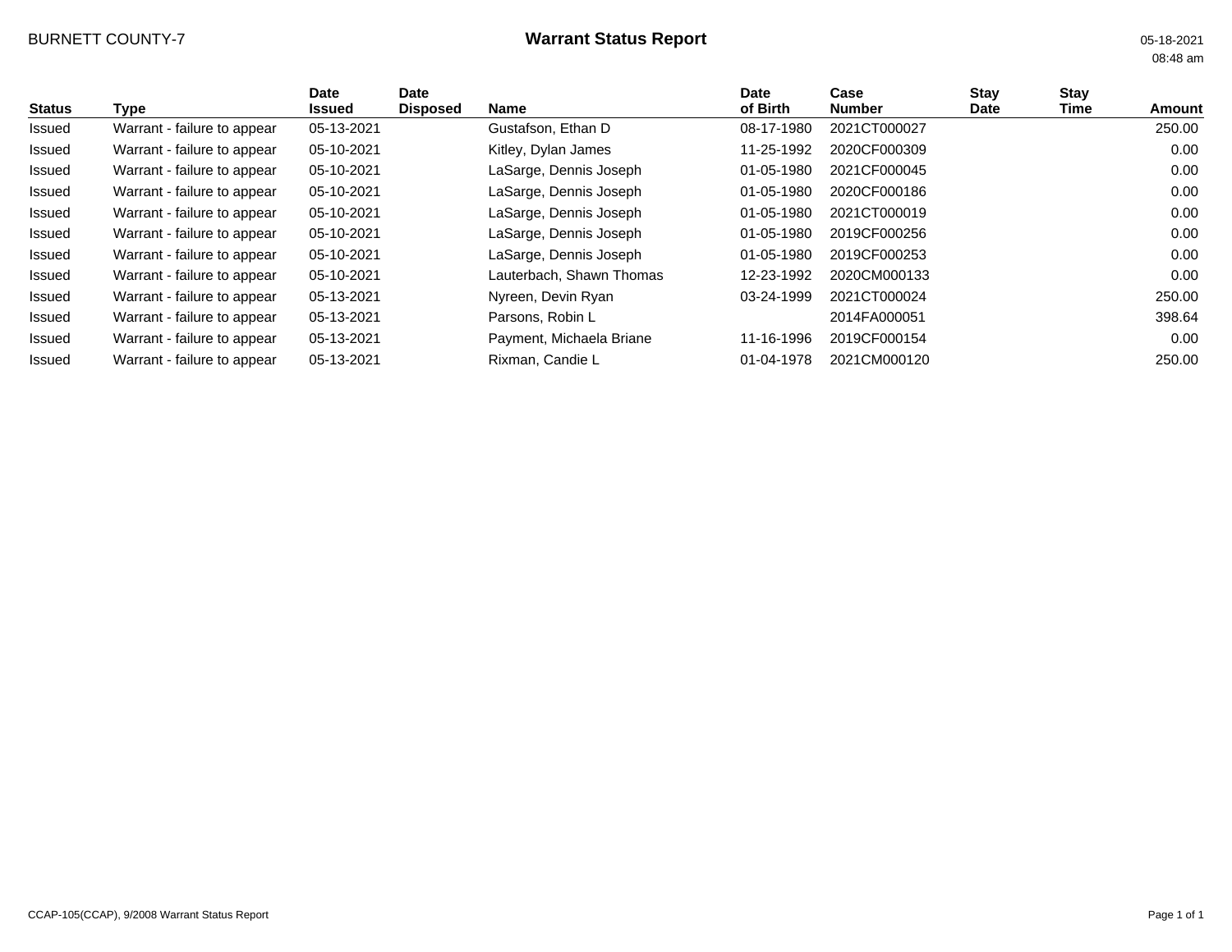BURNETT COUNTY-7

# Warrant Status Report

05-18-2021
08:48 am

| Status | Type | Date Issued | Date Disposed | Name | Date of Birth | Case Number | Stay Date | Stay Time | Amount |
|---|---|---|---|---|---|---|---|---|---|
| Issued | Warrant - failure to appear | 05-13-2021 | | Gustafson, Ethan D | 08-17-1980 | 2021CT000027 | | | 250.00 |
| Issued | Warrant - failure to appear | 05-10-2021 | | Kitley, Dylan James | 11-25-1992 | 2020CF000309 | | | 0.00 |
| Issued | Warrant - failure to appear | 05-10-2021 | | LaSarge, Dennis Joseph | 01-05-1980 | 2021CF000045 | | | 0.00 |
| Issued | Warrant - failure to appear | 05-10-2021 | | LaSarge, Dennis Joseph | 01-05-1980 | 2020CF000186 | | | 0.00 |
| Issued | Warrant - failure to appear | 05-10-2021 | | LaSarge, Dennis Joseph | 01-05-1980 | 2021CT000019 | | | 0.00 |
| Issued | Warrant - failure to appear | 05-10-2021 | | LaSarge, Dennis Joseph | 01-05-1980 | 2019CF000256 | | | 0.00 |
| Issued | Warrant - failure to appear | 05-10-2021 | | LaSarge, Dennis Joseph | 01-05-1980 | 2019CF000253 | | | 0.00 |
| Issued | Warrant - failure to appear | 05-10-2021 | | Lauterbach, Shawn Thomas | 12-23-1992 | 2020CM000133 | | | 0.00 |
| Issued | Warrant - failure to appear | 05-13-2021 | | Nyreen, Devin Ryan | 03-24-1999 | 2021CT000024 | | | 250.00 |
| Issued | Warrant - failure to appear | 05-13-2021 | | Parsons, Robin L | | 2014FA000051 | | | 398.64 |
| Issued | Warrant - failure to appear | 05-13-2021 | | Payment, Michaela Briane | 11-16-1996 | 2019CF000154 | | | 0.00 |
| Issued | Warrant - failure to appear | 05-13-2021 | | Rixman, Candie L | 01-04-1978 | 2021CM000120 | | | 250.00 |

CCAP-105(CCAP), 9/2008 Warrant Status Report